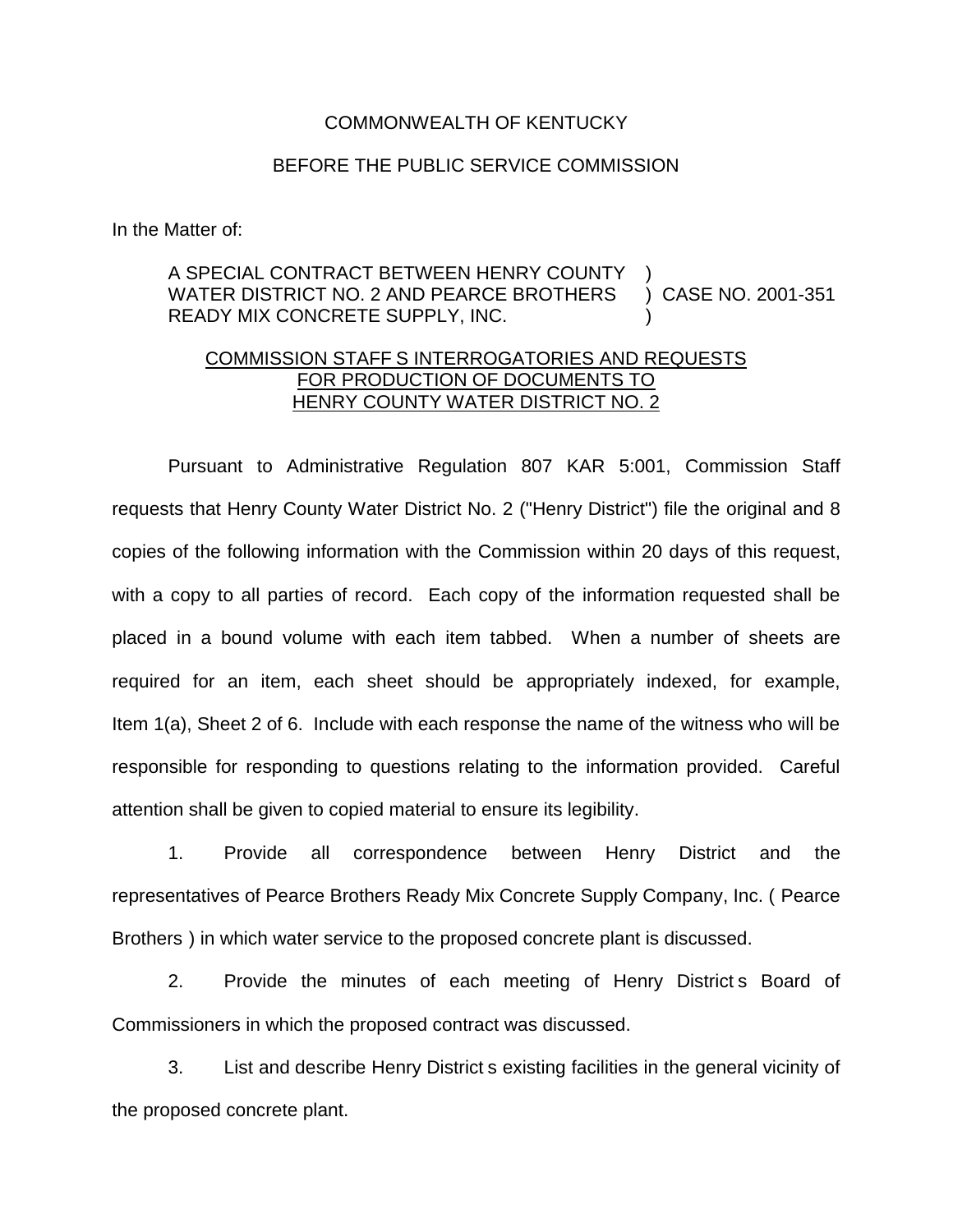COMMONWEALTH OF KENTUCKY

BEFORE THE PUBLIC SERVICE COMMISSION

In the Matter of:

A SPECIAL CONTRACT BETWEEN HENRY COUNTY )
WATER DISTRICT NO. 2 AND PEARCE BROTHERS ) CASE NO. 2001-351
READY MIX CONCRETE SUPPLY, INC. )

COMMISSION STAFF S INTERROGATORIES AND REQUESTS FOR PRODUCTION OF DOCUMENTS TO HENRY COUNTY WATER DISTRICT NO. 2

Pursuant to Administrative Regulation 807 KAR 5:001, Commission Staff requests that Henry County Water District No. 2 ("Henry District") file the original and 8 copies of the following information with the Commission within 20 days of this request, with a copy to all parties of record. Each copy of the information requested shall be placed in a bound volume with each item tabbed. When a number of sheets are required for an item, each sheet should be appropriately indexed, for example, Item 1(a), Sheet 2 of 6. Include with each response the name of the witness who will be responsible for responding to questions relating to the information provided. Careful attention shall be given to copied material to ensure its legibility.

1. Provide all correspondence between Henry District and the representatives of Pearce Brothers Ready Mix Concrete Supply Company, Inc. ( Pearce Brothers ) in which water service to the proposed concrete plant is discussed.

2. Provide the minutes of each meeting of Henry District s Board of Commissioners in which the proposed contract was discussed.

3. List and describe Henry District s existing facilities in the general vicinity of the proposed concrete plant.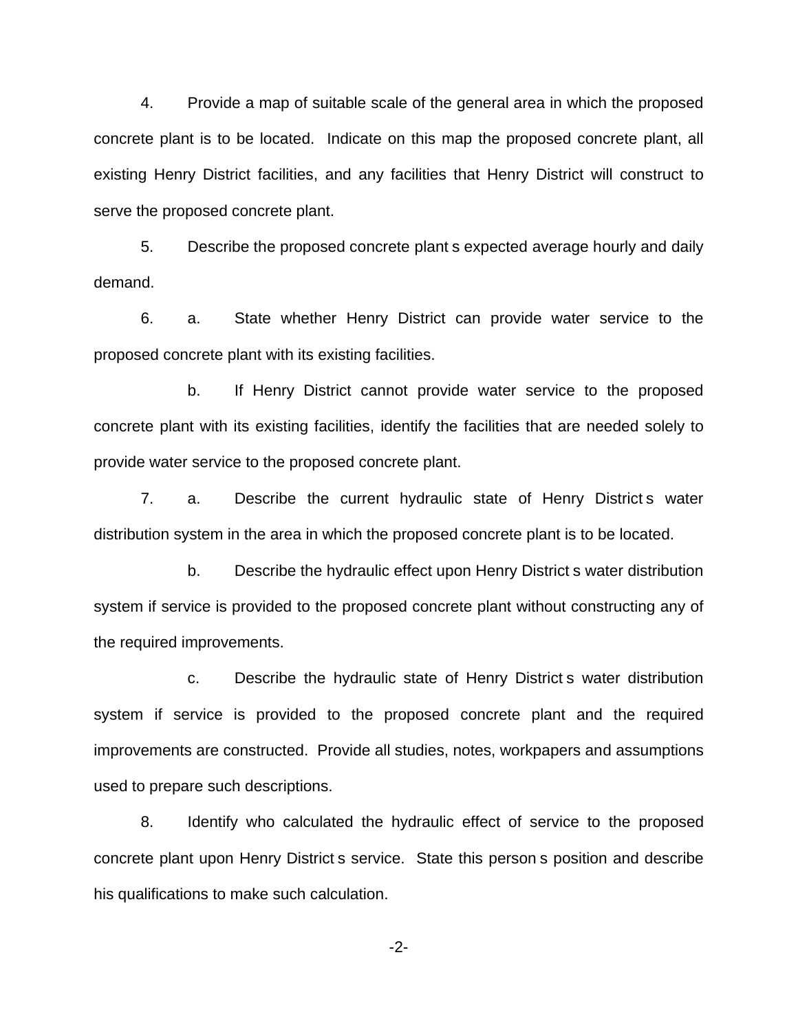4. Provide a map of suitable scale of the general area in which the proposed concrete plant is to be located. Indicate on this map the proposed concrete plant, all existing Henry District facilities, and any facilities that Henry District will construct to serve the proposed concrete plant.

5. Describe the proposed concrete plant s expected average hourly and daily demand.

6. a. State whether Henry District can provide water service to the proposed concrete plant with its existing facilities.

   b. If Henry District cannot provide water service to the proposed concrete plant with its existing facilities, identify the facilities that are needed solely to provide water service to the proposed concrete plant.

7. a. Describe the current hydraulic state of Henry District s water distribution system in the area in which the proposed concrete plant is to be located.

   b. Describe the hydraulic effect upon Henry District s water distribution system if service is provided to the proposed concrete plant without constructing any of the required improvements.

   c. Describe the hydraulic state of Henry District s water distribution system if service is provided to the proposed concrete plant and the required improvements are constructed. Provide all studies, notes, workpapers and assumptions used to prepare such descriptions.

8. Identify who calculated the hydraulic effect of service to the proposed concrete plant upon Henry District s service. State this person s position and describe his qualifications to make such calculation.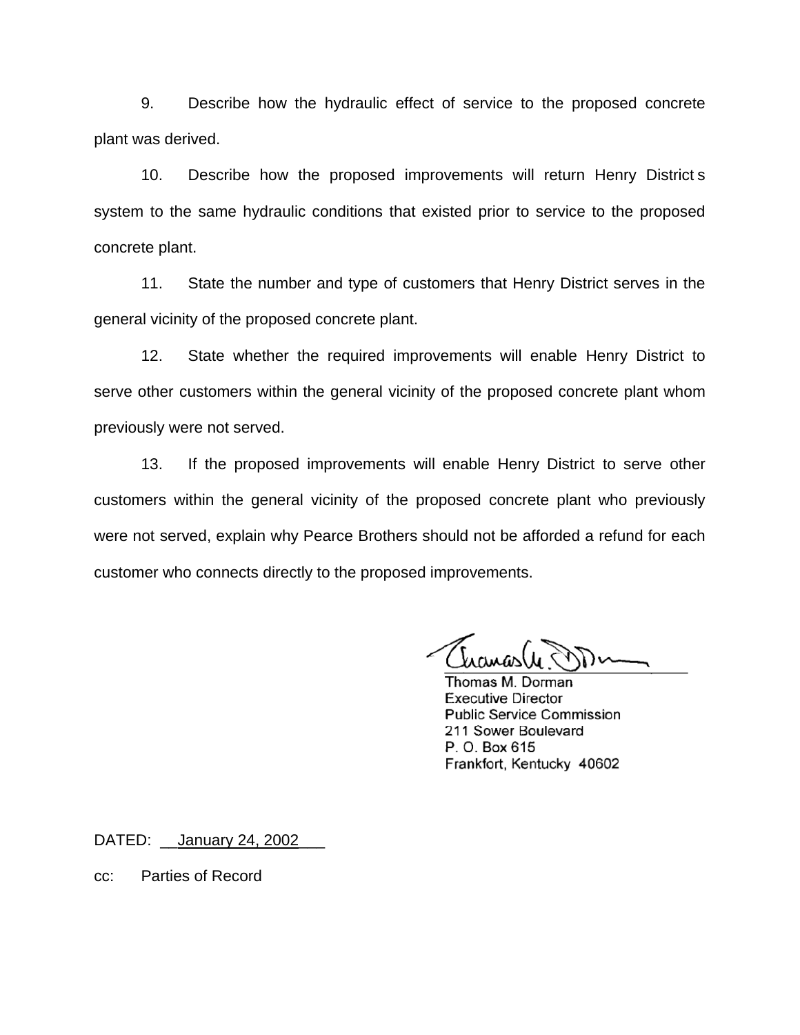9. Describe how the hydraulic effect of service to the proposed concrete plant was derived.

10. Describe how the proposed improvements will return Henry District s system to the same hydraulic conditions that existed prior to service to the proposed concrete plant.

11. State the number and type of customers that Henry District serves in the general vicinity of the proposed concrete plant.

12. State whether the required improvements will enable Henry District to serve other customers within the general vicinity of the proposed concrete plant whom previously were not served.

13. If the proposed improvements will enable Henry District to serve other customers within the general vicinity of the proposed concrete plant who previously were not served, explain why Pearce Brothers should not be afforded a refund for each customer who connects directly to the proposed improvements.

Thomas M. Dorman
Executive Director
Public Service Commission
211 Sower Boulevard
P. O. Box 615
Frankfort, Kentucky 40602

DATED: January 24, 2002

cc: Parties of Record